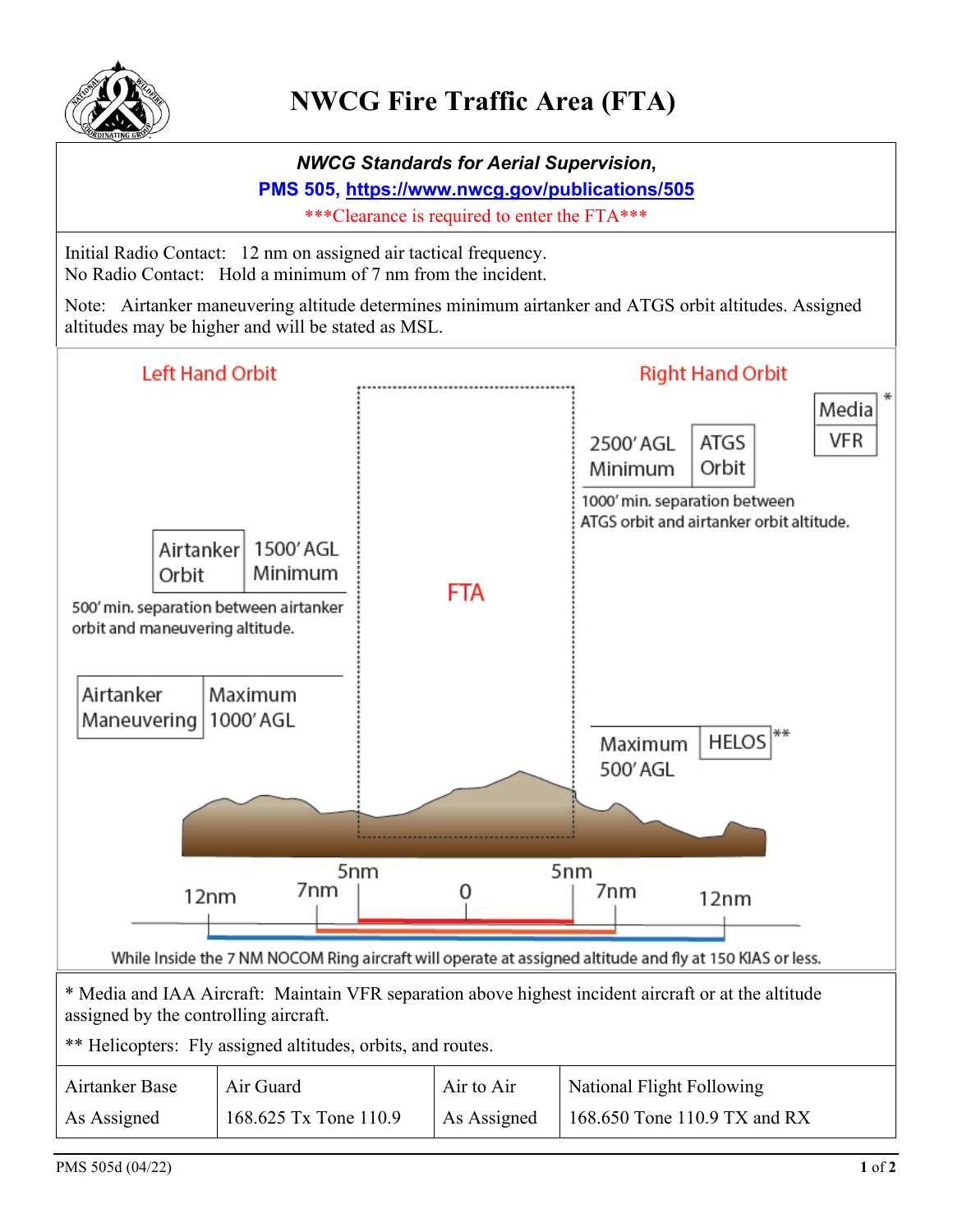# NWCG Fire Traffic Area (FTA)

***NWCG Standards for Aerial Supervision,***

**PMS 505, https://www.nwcg.gov/publications/505**

***Clearance is required to enter the FTA***

Initial Radio Contact: 12 nm on assigned air tactical frequency.
No Radio Contact: Hold a minimum of 7 nm from the incident.

Note: Airtanker maneuvering altitude determines minimum airtanker and ATGS orbit altitudes. Assigned altitudes may be higher and will be stated as MSL.

Left Hand Orbit

Right Hand Orbit

Media VFR *

2500' AGL Minimum — ATGS Orbit

1000' min. separation between ATGS orbit and airtanker orbit altitude.

Airtanker Orbit — 1500' AGL Minimum

500' min. separation between airtanker orbit and maneuvering altitude.

FTA

Airtanker Maneuvering — Maximum 1000' AGL

Maximum 500' AGL — HELOS **

12nm 7nm 5nm 0 5nm 7nm 12nm

While Inside the 7 NM NOCOM Ring aircraft will operate at assigned altitude and fly at 150 KIAS or less.

\* Media and IAA Aircraft: Maintain VFR separation above highest incident aircraft or at the altitude assigned by the controlling aircraft.

\*\* Helicopters: Fly assigned altitudes, orbits, and routes.

| Airtanker Base | Air Guard | Air to Air | National Flight Following |
|---|---|---|---|
| As Assigned | 168.625 Tx Tone 110.9 | As Assigned | 168.650 Tone 110.9 TX and RX |

PMS 505d (04/22)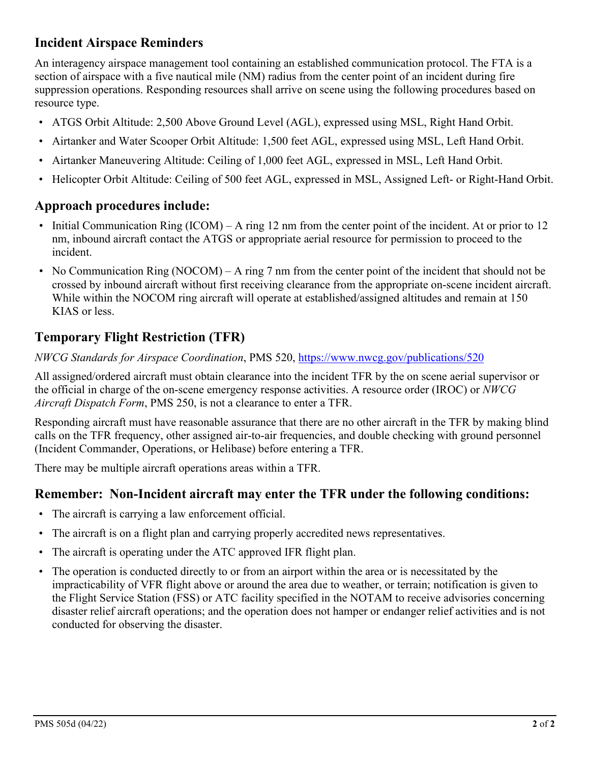## Incident Airspace Reminders

An interagency airspace management tool containing an established communication protocol. The FTA is a section of airspace with a five nautical mile (NM) radius from the center point of an incident during fire suppression operations. Responding resources shall arrive on scene using the following procedures based on resource type.

- ATGS Orbit Altitude: 2,500 Above Ground Level (AGL), expressed using MSL, Right Hand Orbit.
- Airtanker and Water Scooper Orbit Altitude: 1,500 feet AGL, expressed using MSL, Left Hand Orbit.
- Airtanker Maneuvering Altitude: Ceiling of 1,000 feet AGL, expressed in MSL, Left Hand Orbit.
- Helicopter Orbit Altitude: Ceiling of 500 feet AGL, expressed in MSL, Assigned Left- or Right-Hand Orbit.

## Approach procedures include:

- Initial Communication Ring (ICOM) – A ring 12 nm from the center point of the incident. At or prior to 12 nm, inbound aircraft contact the ATGS or appropriate aerial resource for permission to proceed to the incident.
- No Communication Ring (NOCOM) – A ring 7 nm from the center point of the incident that should not be crossed by inbound aircraft without first receiving clearance from the appropriate on-scene incident aircraft. While within the NOCOM ring aircraft will operate at established/assigned altitudes and remain at 150 KIAS or less.

## Temporary Flight Restriction (TFR)

*NWCG Standards for Airspace Coordination*, PMS 520, https://www.nwcg.gov/publications/520

All assigned/ordered aircraft must obtain clearance into the incident TFR by the on scene aerial supervisor or the official in charge of the on-scene emergency response activities. A resource order (IROC) or *NWCG Aircraft Dispatch Form*, PMS 250, is not a clearance to enter a TFR.

Responding aircraft must have reasonable assurance that there are no other aircraft in the TFR by making blind calls on the TFR frequency, other assigned air-to-air frequencies, and double checking with ground personnel (Incident Commander, Operations, or Helibase) before entering a TFR.

There may be multiple aircraft operations areas within a TFR.

## Remember: Non-Incident aircraft may enter the TFR under the following conditions:

- The aircraft is carrying a law enforcement official.
- The aircraft is on a flight plan and carrying properly accredited news representatives.
- The aircraft is operating under the ATC approved IFR flight plan.
- The operation is conducted directly to or from an airport within the area or is necessitated by the impracticability of VFR flight above or around the area due to weather, or terrain; notification is given to the Flight Service Station (FSS) or ATC facility specified in the NOTAM to receive advisories concerning disaster relief aircraft operations; and the operation does not hamper or endanger relief activities and is not conducted for observing the disaster.